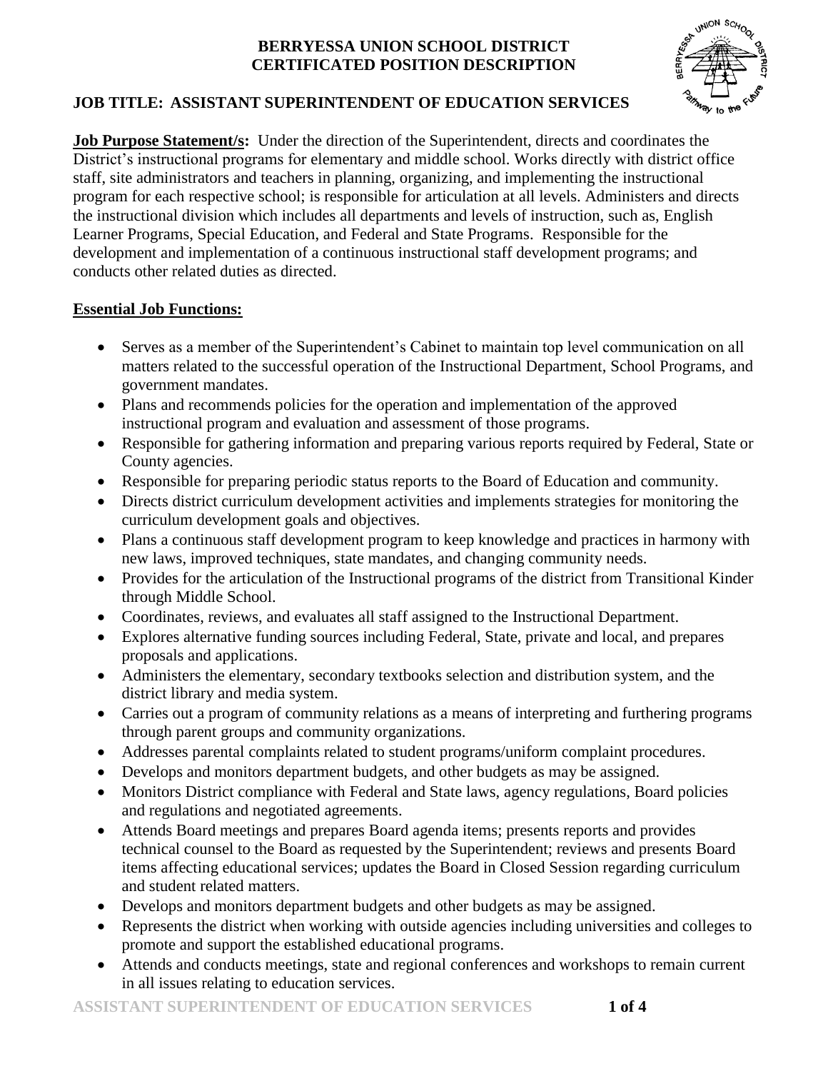**BERRYESSA UNION SCHOOL DISTRICT**
**CERTIFICATED POSITION DESCRIPTION**

## JOB TITLE: ASSISTANT SUPERINTENDENT OF EDUCATION SERVICES

**Job Purpose Statement/s:** Under the direction of the Superintendent, directs and coordinates the District's instructional programs for elementary and middle school. Works directly with district office staff, site administrators and teachers in planning, organizing, and implementing the instructional program for each respective school; is responsible for articulation at all levels. Administers and directs the instructional division which includes all departments and levels of instruction, such as, English Learner Programs, Special Education, and Federal and State Programs. Responsible for the development and implementation of a continuous instructional staff development programs; and conducts other related duties as directed.

**Essential Job Functions:**

- Serves as a member of the Superintendent's Cabinet to maintain top level communication on all matters related to the successful operation of the Instructional Department, School Programs, and government mandates.
- Plans and recommends policies for the operation and implementation of the approved instructional program and evaluation and assessment of those programs.
- Responsible for gathering information and preparing various reports required by Federal, State or County agencies.
- Responsible for preparing periodic status reports to the Board of Education and community.
- Directs district curriculum development activities and implements strategies for monitoring the curriculum development goals and objectives.
- Plans a continuous staff development program to keep knowledge and practices in harmony with new laws, improved techniques, state mandates, and changing community needs.
- Provides for the articulation of the Instructional programs of the district from Transitional Kinder through Middle School.
- Coordinates, reviews, and evaluates all staff assigned to the Instructional Department.
- Explores alternative funding sources including Federal, State, private and local, and prepares proposals and applications.
- Administers the elementary, secondary textbooks selection and distribution system, and the district library and media system.
- Carries out a program of community relations as a means of interpreting and furthering programs through parent groups and community organizations.
- Addresses parental complaints related to student programs/uniform complaint procedures.
- Develops and monitors department budgets, and other budgets as may be assigned.
- Monitors District compliance with Federal and State laws, agency regulations, Board policies and regulations and negotiated agreements.
- Attends Board meetings and prepares Board agenda items; presents reports and provides technical counsel to the Board as requested by the Superintendent; reviews and presents Board items affecting educational services; updates the Board in Closed Session regarding curriculum and student related matters.
- Develops and monitors department budgets and other budgets as may be assigned.
- Represents the district when working with outside agencies including universities and colleges to promote and support the established educational programs.
- Attends and conducts meetings, state and regional conferences and workshops to remain current in all issues relating to education services.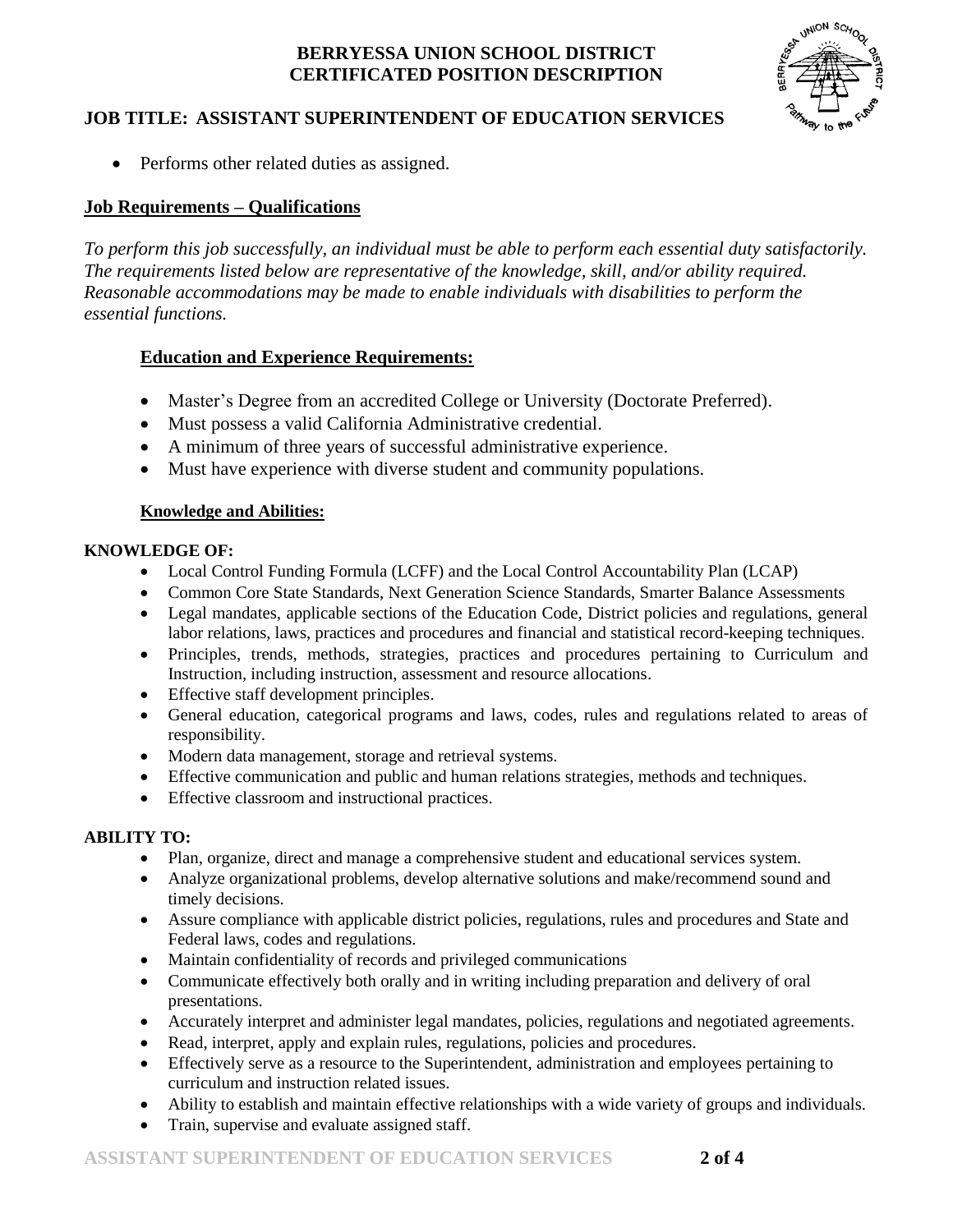- Performs other related duties as assigned.

## Job Requirements – Qualifications

*To perform this job successfully, an individual must be able to perform each essential duty satisfactorily. The requirements listed below are representative of the knowledge, skill, and/or ability required. Reasonable accommodations may be made to enable individuals with disabilities to perform the essential functions.*

### Education and Experience Requirements:

- Master's Degree from an accredited College or University (Doctorate Preferred).
- Must possess a valid California Administrative credential.
- A minimum of three years of successful administrative experience.
- Must have experience with diverse student and community populations.

### Knowledge and Abilities:

**KNOWLEDGE OF:**

- Local Control Funding Formula (LCFF) and the Local Control Accountability Plan (LCAP)
- Common Core State Standards, Next Generation Science Standards, Smarter Balance Assessments
- Legal mandates, applicable sections of the Education Code, District policies and regulations, general labor relations, laws, practices and procedures and financial and statistical record-keeping techniques.
- Principles, trends, methods, strategies, practices and procedures pertaining to Curriculum and Instruction, including instruction, assessment and resource allocations.
- Effective staff development principles.
- General education, categorical programs and laws, codes, rules and regulations related to areas of responsibility.
- Modern data management, storage and retrieval systems.
- Effective communication and public and human relations strategies, methods and techniques.
- Effective classroom and instructional practices.

**ABILITY TO:**

- Plan, organize, direct and manage a comprehensive student and educational services system.
- Analyze organizational problems, develop alternative solutions and make/recommend sound and timely decisions.
- Assure compliance with applicable district policies, regulations, rules and procedures and State and Federal laws, codes and regulations.
- Maintain confidentiality of records and privileged communications
- Communicate effectively both orally and in writing including preparation and delivery of oral presentations.
- Accurately interpret and administer legal mandates, policies, regulations and negotiated agreements.
- Read, interpret, apply and explain rules, regulations, policies and procedures.
- Effectively serve as a resource to the Superintendent, administration and employees pertaining to curriculum and instruction related issues.
- Ability to establish and maintain effective relationships with a wide variety of groups and individuals.
- Train, supervise and evaluate assigned staff.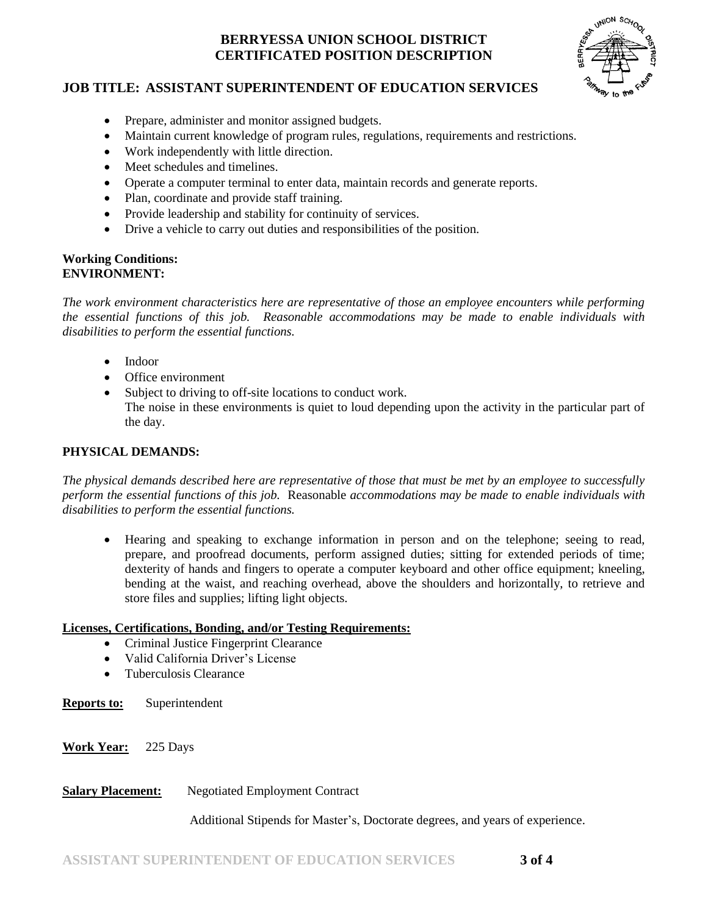- Prepare, administer and monitor assigned budgets.
- Maintain current knowledge of program rules, regulations, requirements and restrictions.
- Work independently with little direction.
- Meet schedules and timelines.
- Operate a computer terminal to enter data, maintain records and generate reports.
- Plan, coordinate and provide staff training.
- Provide leadership and stability for continuity of services.
- Drive a vehicle to carry out duties and responsibilities of the position.

**Working Conditions:**
**ENVIRONMENT:**

*The work environment characteristics here are representative of those an employee encounters while performing the essential functions of this job. Reasonable accommodations may be made to enable individuals with disabilities to perform the essential functions.*

- Indoor
- Office environment
- Subject to driving to off-site locations to conduct work.
  The noise in these environments is quiet to loud depending upon the activity in the particular part of the day.

**PHYSICAL DEMANDS:**

*The physical demands described here are representative of those that must be met by an employee to successfully perform the essential functions of this job.* Reasonable *accommodations may be made to enable individuals with disabilities to perform the essential functions.*

- Hearing and speaking to exchange information in person and on the telephone; seeing to read, prepare, and proofread documents, perform assigned duties; sitting for extended periods of time; dexterity of hands and fingers to operate a computer keyboard and other office equipment; kneeling, bending at the waist, and reaching overhead, above the shoulders and horizontally, to retrieve and store files and supplies; lifting light objects.

**Licenses, Certifications, Bonding, and/or Testing Requirements:**

- Criminal Justice Fingerprint Clearance
- Valid California Driver's License
- Tuberculosis Clearance

**Reports to:** Superintendent

**Work Year:** 225 Days

**Salary Placement:** Negotiated Employment Contract

Additional Stipends for Master's, Doctorate degrees, and years of experience.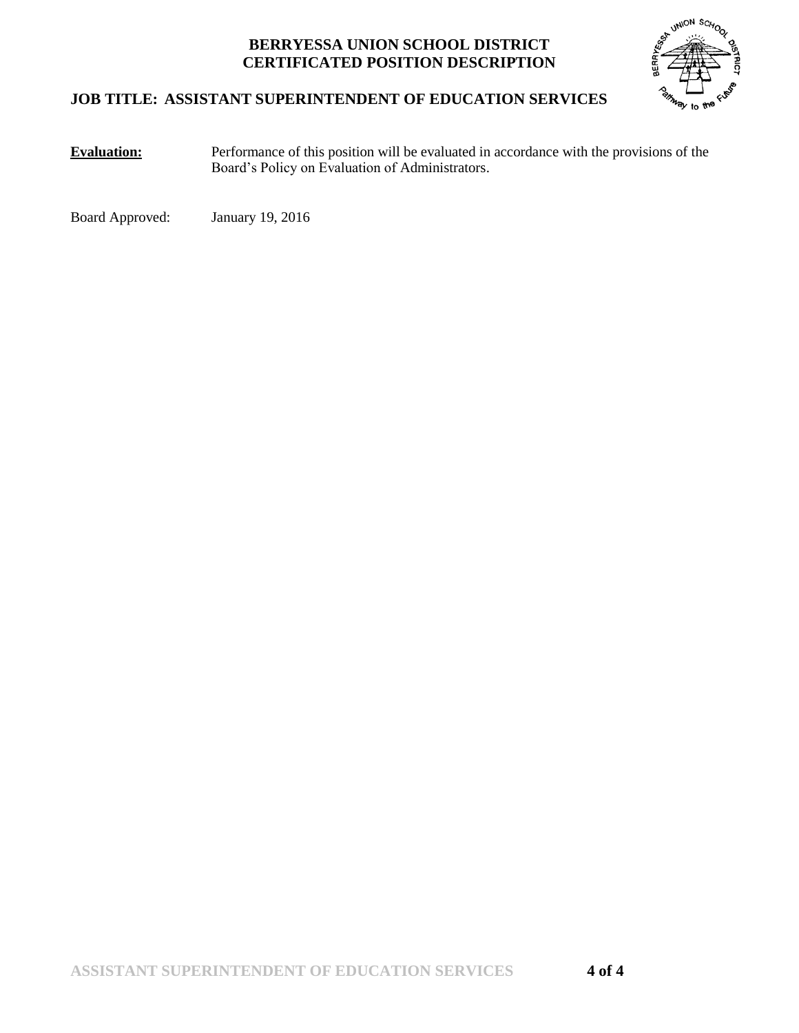**BERRYESSA UNION SCHOOL DISTRICT**
**CERTIFICATED POSITION DESCRIPTION**

**JOB TITLE: ASSISTANT SUPERINTENDENT OF EDUCATION SERVICES**

**Evaluation:** Performance of this position will be evaluated in accordance with the provisions of the Board's Policy on Evaluation of Administrators.

Board Approved: January 19, 2016